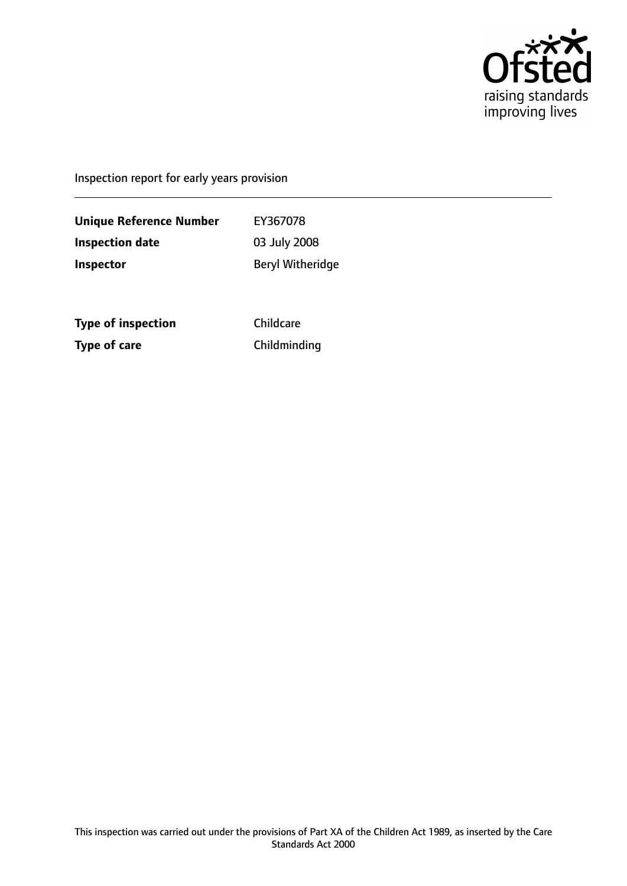Ofsted
raising standards
improving lives

Inspection report for early years provision

| | |
|---|---|
| **Unique Reference Number** | EY367078 |
| **Inspection date** | 03 July 2008 |
| **Inspector** | Beryl Witheridge |

| | |
|---|---|
| **Type of inspection** | Childcare |
| **Type of care** | Childminding |

This inspection was carried out under the provisions of Part XA of the Children Act 1989, as inserted by the Care Standards Act 2000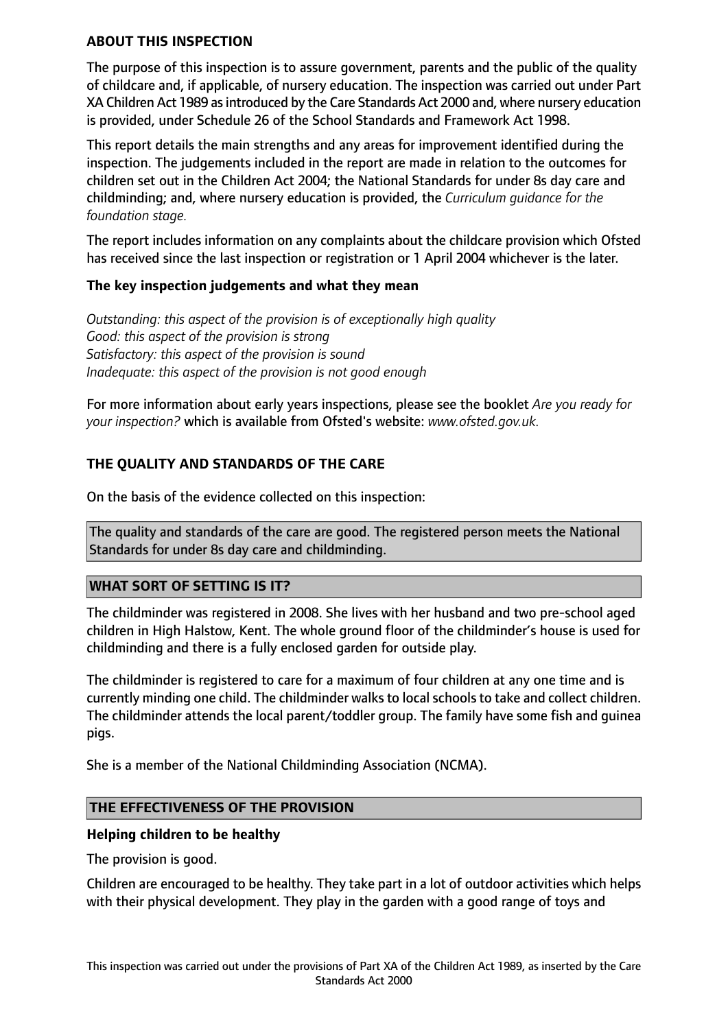**ABOUT THIS INSPECTION**

The purpose of this inspection is to assure government, parents and the public of the quality of childcare and, if applicable, of nursery education. The inspection was carried out under Part XA Children Act 1989 as introduced by the Care Standards Act 2000 and, where nursery education is provided, under Schedule 26 of the School Standards and Framework Act 1998.

This report details the main strengths and any areas for improvement identified during the inspection. The judgements included in the report are made in relation to the outcomes for children set out in the Children Act 2004; the National Standards for under 8s day care and childminding; and, where nursery education is provided, the *Curriculum guidance for the foundation stage.*

The report includes information on any complaints about the childcare provision which Ofsted has received since the last inspection or registration or 1 April 2004 whichever is the later.

**The key inspection judgements and what they mean**

*Outstanding: this aspect of the provision is of exceptionally high quality*
*Good: this aspect of the provision is strong*
*Satisfactory: this aspect of the provision is sound*
*Inadequate: this aspect of the provision is not good enough*

For more information about early years inspections, please see the booklet *Are you ready for your inspection?* which is available from Ofsted's website: *www.ofsted.gov.uk.*

## THE QUALITY AND STANDARDS OF THE CARE

On the basis of the evidence collected on this inspection:

The quality and standards of the care are good. The registered person meets the National Standards for under 8s day care and childminding.

## WHAT SORT OF SETTING IS IT?

The childminder was registered in 2008. She lives with her husband and two pre-school aged children in High Halstow, Kent. The whole ground floor of the childminder's house is used for childminding and there is a fully enclosed garden for outside play.

The childminder is registered to care for a maximum of four children at any one time and is currently minding one child. The childminder walks to local schools to take and collect children. The childminder attends the local parent/toddler group. The family have some fish and guinea pigs.

She is a member of the National Childminding Association (NCMA).

## THE EFFECTIVENESS OF THE PROVISION

**Helping children to be healthy**

The provision is good.

Children are encouraged to be healthy. They take part in a lot of outdoor activities which helps with their physical development. They play in the garden with a good range of toys and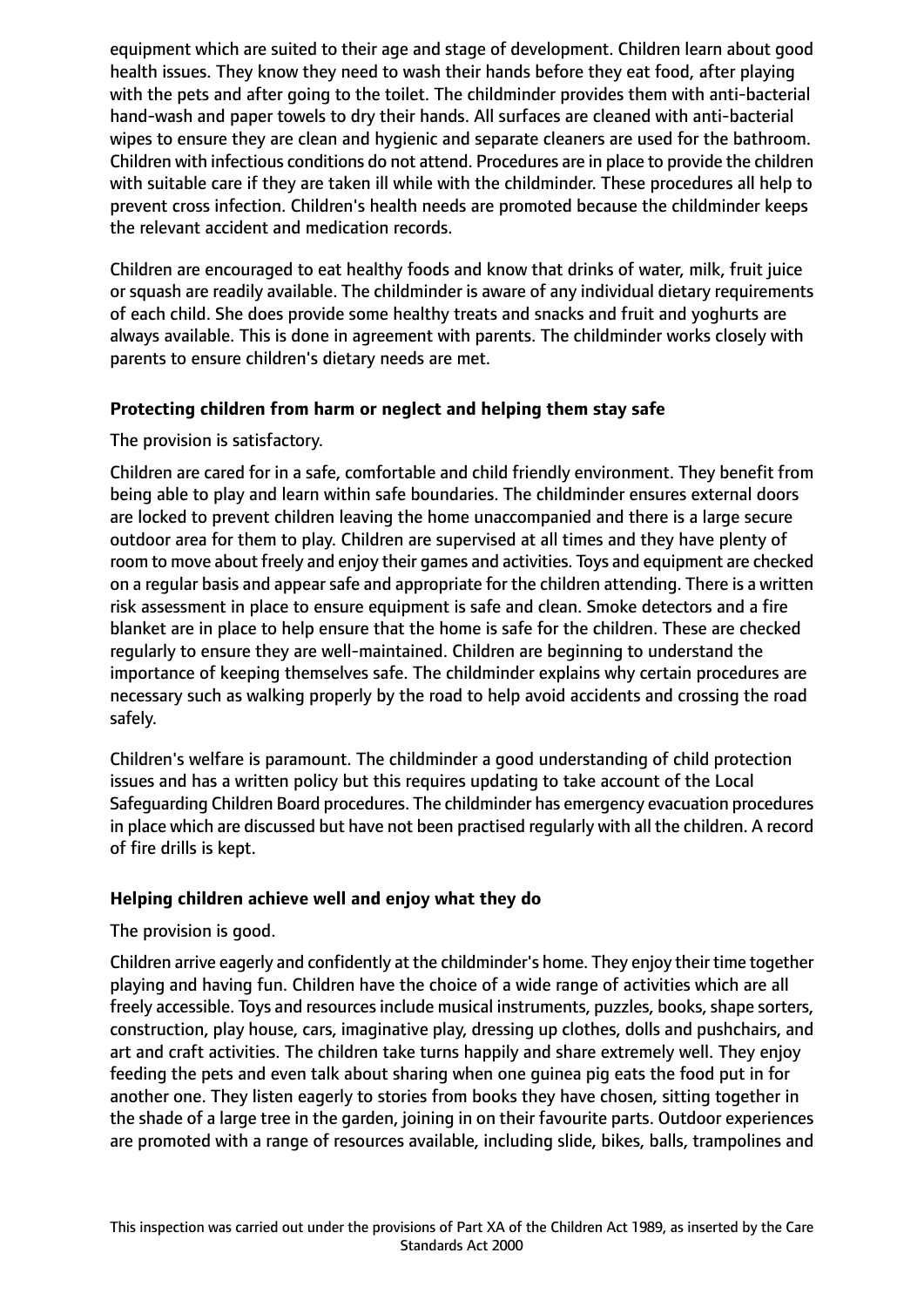equipment which are suited to their age and stage of development. Children learn about good health issues. They know they need to wash their hands before they eat food, after playing with the pets and after going to the toilet. The childminder provides them with anti-bacterial hand-wash and paper towels to dry their hands. All surfaces are cleaned with anti-bacterial wipes to ensure they are clean and hygienic and separate cleaners are used for the bathroom. Children with infectious conditions do not attend. Procedures are in place to provide the children with suitable care if they are taken ill while with the childminder. These procedures all help to prevent cross infection. Children's health needs are promoted because the childminder keeps the relevant accident and medication records.

Children are encouraged to eat healthy foods and know that drinks of water, milk, fruit juice or squash are readily available. The childminder is aware of any individual dietary requirements of each child. She does provide some healthy treats and snacks and fruit and yoghurts are always available. This is done in agreement with parents. The childminder works closely with parents to ensure children's dietary needs are met.

**Protecting children from harm or neglect and helping them stay safe**

The provision is satisfactory.

Children are cared for in a safe, comfortable and child friendly environment. They benefit from being able to play and learn within safe boundaries. The childminder ensures external doors are locked to prevent children leaving the home unaccompanied and there is a large secure outdoor area for them to play. Children are supervised at all times and they have plenty of room to move about freely and enjoy their games and activities. Toys and equipment are checked on a regular basis and appear safe and appropriate for the children attending. There is a written risk assessment in place to ensure equipment is safe and clean. Smoke detectors and a fire blanket are in place to help ensure that the home is safe for the children. These are checked regularly to ensure they are well-maintained. Children are beginning to understand the importance of keeping themselves safe. The childminder explains why certain procedures are necessary such as walking properly by the road to help avoid accidents and crossing the road safely.

Children's welfare is paramount. The childminder a good understanding of child protection issues and has a written policy but this requires updating to take account of the Local Safeguarding Children Board procedures. The childminder has emergency evacuation procedures in place which are discussed but have not been practised regularly with all the children. A record of fire drills is kept.

**Helping children achieve well and enjoy what they do**

The provision is good.

Children arrive eagerly and confidently at the childminder's home. They enjoy their time together playing and having fun. Children have the choice of a wide range of activities which are all freely accessible. Toys and resources include musical instruments, puzzles, books, shape sorters, construction, play house, cars, imaginative play, dressing up clothes, dolls and pushchairs, and art and craft activities. The children take turns happily and share extremely well. They enjoy feeding the pets and even talk about sharing when one guinea pig eats the food put in for another one. They listen eagerly to stories from books they have chosen, sitting together in the shade of a large tree in the garden, joining in on their favourite parts. Outdoor experiences are promoted with a range of resources available, including slide, bikes, balls, trampolines and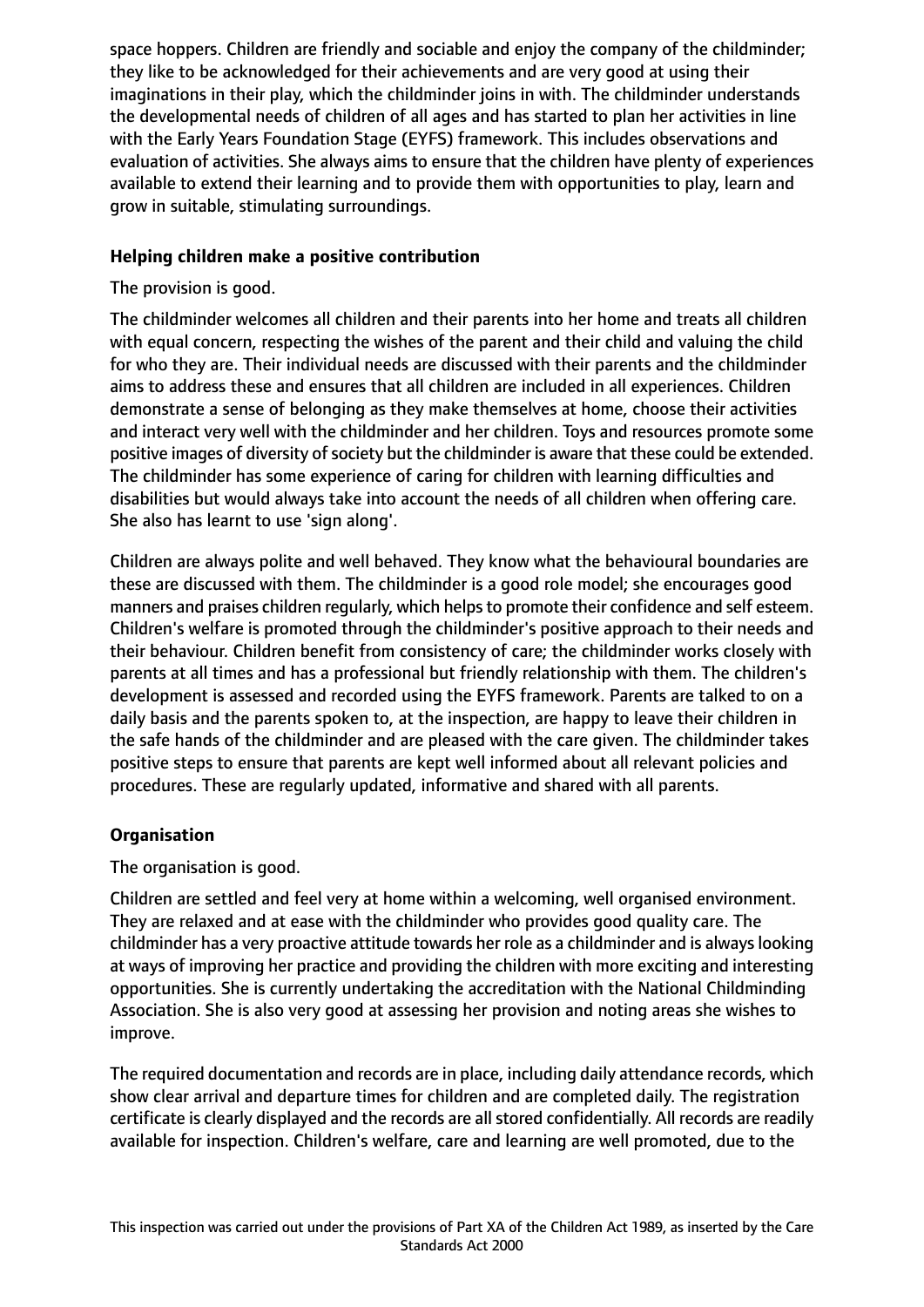space hoppers. Children are friendly and sociable and enjoy the company of the childminder; they like to be acknowledged for their achievements and are very good at using their imaginations in their play, which the childminder joins in with. The childminder understands the developmental needs of children of all ages and has started to plan her activities in line with the Early Years Foundation Stage (EYFS) framework. This includes observations and evaluation of activities. She always aims to ensure that the children have plenty of experiences available to extend their learning and to provide them with opportunities to play, learn and grow in suitable, stimulating surroundings.

**Helping children make a positive contribution**

The provision is good.

The childminder welcomes all children and their parents into her home and treats all children with equal concern, respecting the wishes of the parent and their child and valuing the child for who they are. Their individual needs are discussed with their parents and the childminder aims to address these and ensures that all children are included in all experiences. Children demonstrate a sense of belonging as they make themselves at home, choose their activities and interact very well with the childminder and her children. Toys and resources promote some positive images of diversity of society but the childminder is aware that these could be extended. The childminder has some experience of caring for children with learning difficulties and disabilities but would always take into account the needs of all children when offering care. She also has learnt to use 'sign along'.

Children are always polite and well behaved. They know what the behavioural boundaries are these are discussed with them. The childminder is a good role model; she encourages good manners and praises children regularly, which helps to promote their confidence and self esteem. Children's welfare is promoted through the childminder's positive approach to their needs and their behaviour. Children benefit from consistency of care; the childminder works closely with parents at all times and has a professional but friendly relationship with them. The children's development is assessed and recorded using the EYFS framework. Parents are talked to on a daily basis and the parents spoken to, at the inspection, are happy to leave their children in the safe hands of the childminder and are pleased with the care given. The childminder takes positive steps to ensure that parents are kept well informed about all relevant policies and procedures. These are regularly updated, informative and shared with all parents.

**Organisation**

The organisation is good.

Children are settled and feel very at home within a welcoming, well organised environment. They are relaxed and at ease with the childminder who provides good quality care. The childminder has a very proactive attitude towards her role as a childminder and is always looking at ways of improving her practice and providing the children with more exciting and interesting opportunities. She is currently undertaking the accreditation with the National Childminding Association. She is also very good at assessing her provision and noting areas she wishes to improve.

The required documentation and records are in place, including daily attendance records, which show clear arrival and departure times for children and are completed daily. The registration certificate is clearly displayed and the records are all stored confidentially. All records are readily available for inspection. Children's welfare, care and learning are well promoted, due to the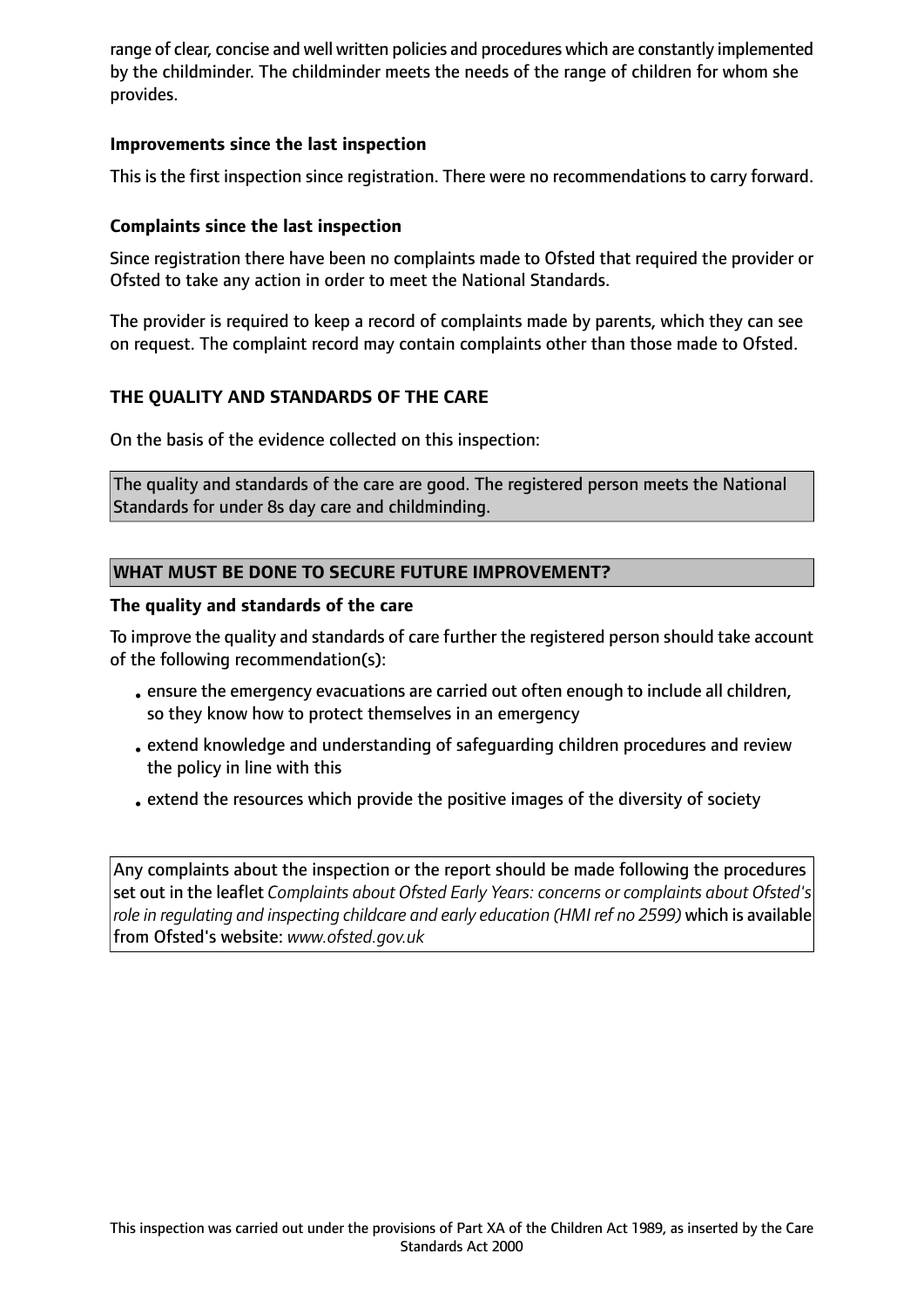range of clear, concise and well written policies and procedures which are constantly implemented by the childminder. The childminder meets the needs of the range of children for whom she provides.

**Improvements since the last inspection**

This is the first inspection since registration. There were no recommendations to carry forward.

**Complaints since the last inspection**

Since registration there have been no complaints made to Ofsted that required the provider or Ofsted to take any action in order to meet the National Standards.

The provider is required to keep a record of complaints made by parents, which they can see on request. The complaint record may contain complaints other than those made to Ofsted.

## THE QUALITY AND STANDARDS OF THE CARE

On the basis of the evidence collected on this inspection:

The quality and standards of the care are good. The registered person meets the National Standards for under 8s day care and childminding.

## WHAT MUST BE DONE TO SECURE FUTURE IMPROVEMENT?

**The quality and standards of the care**

To improve the quality and standards of care further the registered person should take account of the following recommendation(s):

- ensure the emergency evacuations are carried out often enough to include all children, so they know how to protect themselves in an emergency
- extend knowledge and understanding of safeguarding children procedures and review the policy in line with this
- extend the resources which provide the positive images of the diversity of society

Any complaints about the inspection or the report should be made following the procedures set out in the leaflet *Complaints about Ofsted Early Years: concerns or complaints about Ofsted's role in regulating and inspecting childcare and early education (HMI ref no 2599)* which is available from Ofsted's website: *www.ofsted.gov.uk*

This inspection was carried out under the provisions of Part XA of the Children Act 1989, as inserted by the Care Standards Act 2000